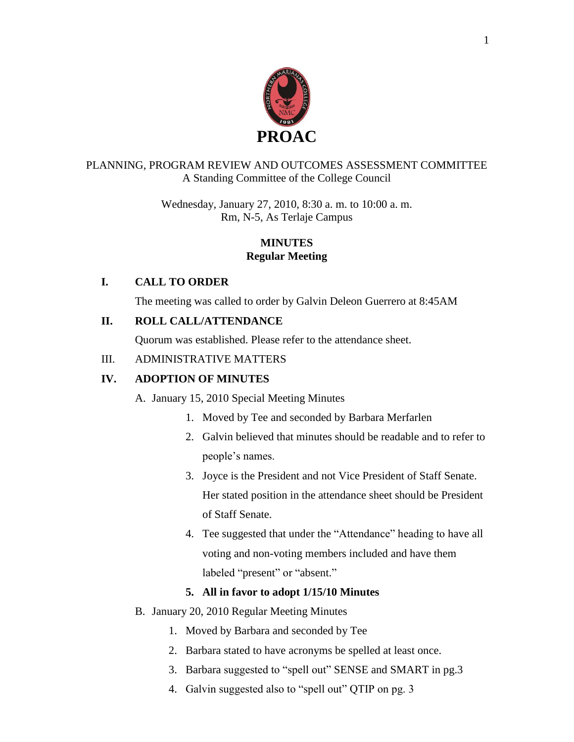# PROAC

PLANNING, PROGRAM REVIEW AND OUTCOMES ASSESSMENT COMMITTEE
A Standing Committee of the College Council

Wednesday, January 27, 2010, 8:30 a. m. to 10:00 a. m.
Rm, N-5, As Terlaje Campus

**MINUTES**
**Regular Meeting**

## I. CALL TO ORDER

The meeting was called to order by Galvin Deleon Guerrero at 8:45AM

## II. ROLL CALL/ATTENDANCE

Quorum was established. Please refer to the attendance sheet.

III. ADMINISTRATIVE MATTERS

## IV. ADOPTION OF MINUTES

A. January 15, 2010 Special Meeting Minutes

1. Moved by Tee and seconded by Barbara Merfarlen
2. Galvin believed that minutes should be readable and to refer to people's names.
3. Joyce is the President and not Vice President of Staff Senate. Her stated position in the attendance sheet should be President of Staff Senate.
4. Tee suggested that under the "Attendance" heading to have all voting and non-voting members included and have them labeled "present" or "absent."
5. **All in favor to adopt 1/15/10 Minutes**

B. January 20, 2010 Regular Meeting Minutes

1. Moved by Barbara and seconded by Tee
2. Barbara stated to have acronyms be spelled at least once.
3. Barbara suggested to "spell out" SENSE and SMART in pg.3
4. Galvin suggested also to "spell out" QTIP on pg. 3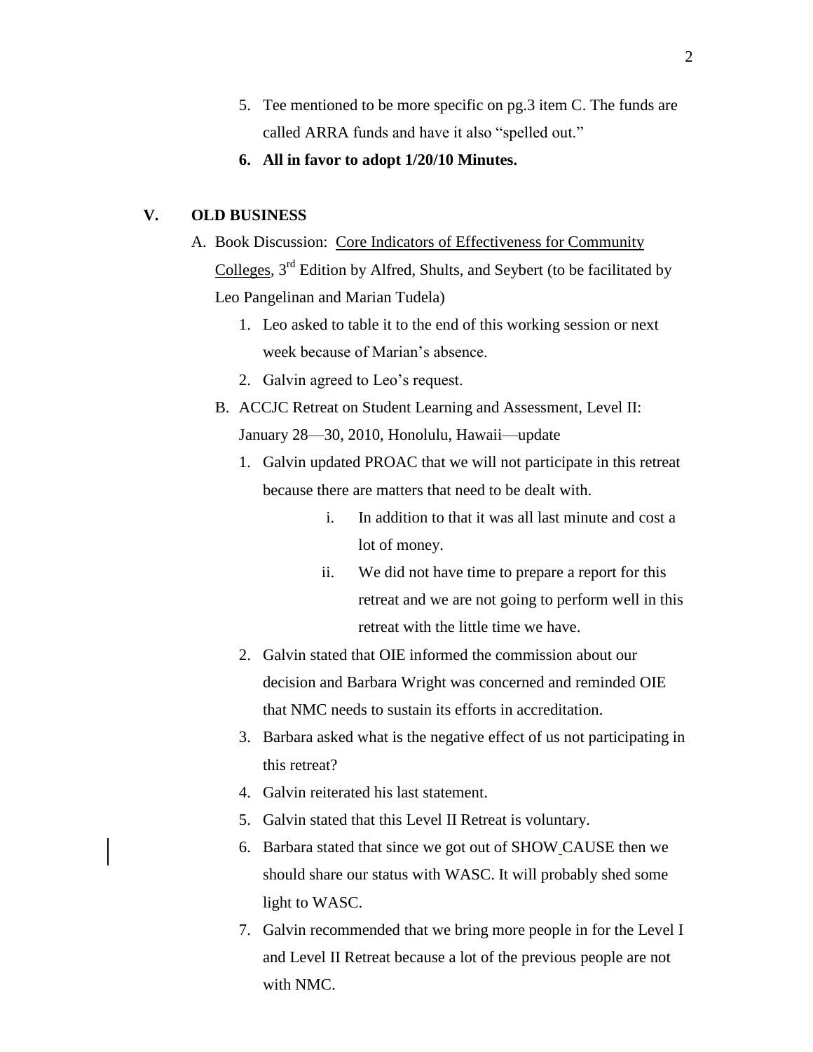5. Tee mentioned to be more specific on pg.3 item C. The funds are called ARRA funds and have it also "spelled out."
6. **All in favor to adopt 1/20/10 Minutes.**

## V. OLD BUSINESS

A. Book Discussion: Core Indicators of Effectiveness for Community Colleges, 3rd Edition by Alfred, Shults, and Seybert (to be facilitated by Leo Pangelinan and Marian Tudela)

1. Leo asked to table it to the end of this working session or next week because of Marian's absence.
2. Galvin agreed to Leo's request.

B. ACCJC Retreat on Student Learning and Assessment, Level II: January 28—30, 2010, Honolulu, Hawaii—update

1. Galvin updated PROAC that we will not participate in this retreat because there are matters that need to be dealt with.
   i. In addition to that it was all last minute and cost a lot of money.
   ii. We did not have time to prepare a report for this retreat and we are not going to perform well in this retreat with the little time we have.
2. Galvin stated that OIE informed the commission about our decision and Barbara Wright was concerned and reminded OIE that NMC needs to sustain its efforts in accreditation.
3. Barbara asked what is the negative effect of us not participating in this retreat?
4. Galvin reiterated his last statement.
5. Galvin stated that this Level II Retreat is voluntary.
6. Barbara stated that since we got out of SHOW CAUSE then we should share our status with WASC. It will probably shed some light to WASC.
7. Galvin recommended that we bring more people in for the Level I and Level II Retreat because a lot of the previous people are not with NMC.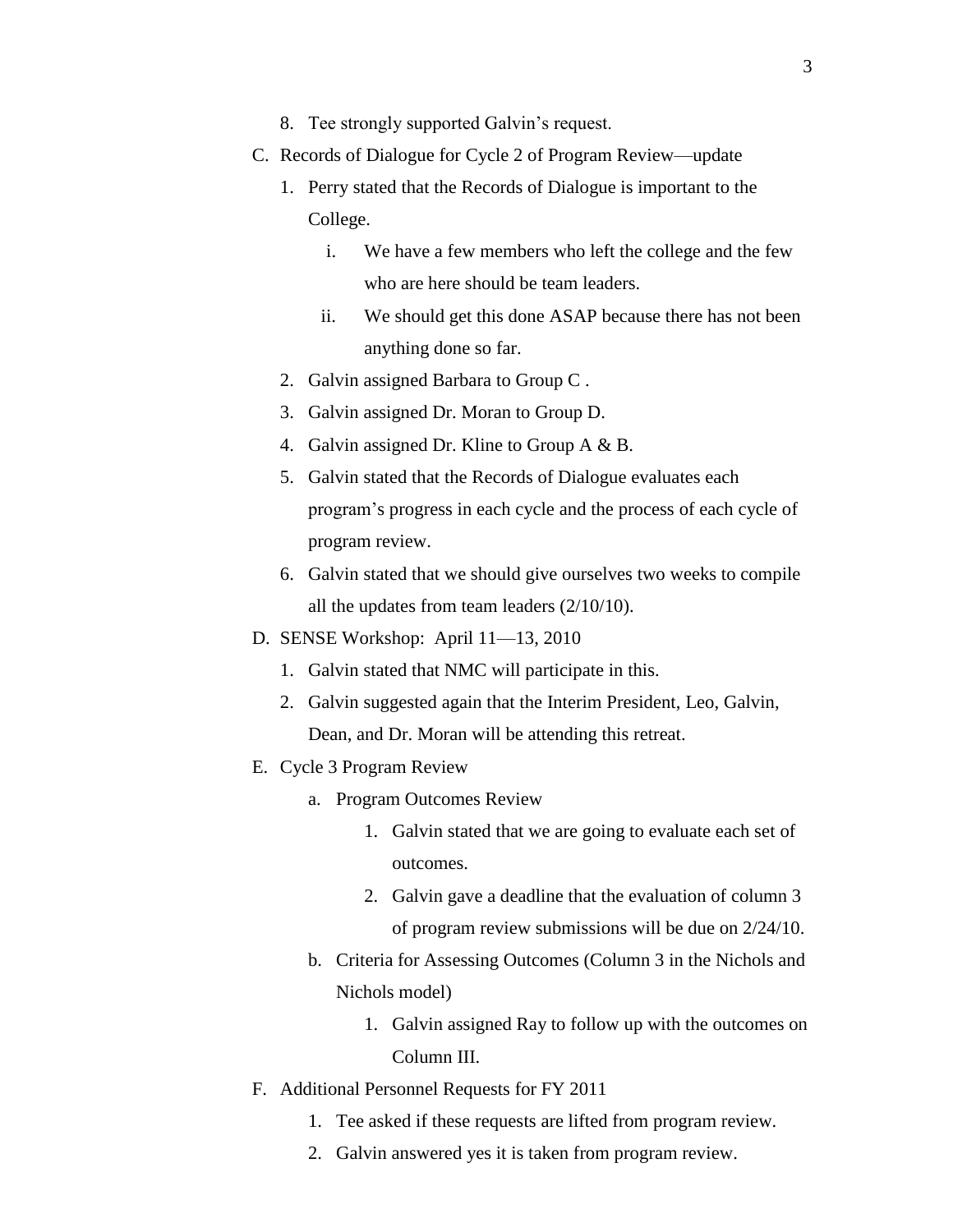8. Tee strongly supported Galvin's request.

C. Records of Dialogue for Cycle 2 of Program Review—update

   1. Perry stated that the Records of Dialogue is important to the College.
      - i. We have a few members who left the college and the few who are here should be team leaders.
      - ii. We should get this done ASAP because there has not been anything done so far.
   2. Galvin assigned Barbara to Group C .
   3. Galvin assigned Dr. Moran to Group D.
   4. Galvin assigned Dr. Kline to Group A & B.
   5. Galvin stated that the Records of Dialogue evaluates each program's progress in each cycle and the process of each cycle of program review.
   6. Galvin stated that we should give ourselves two weeks to compile all the updates from team leaders (2/10/10).

D. SENSE Workshop: April 11—13, 2010

   1. Galvin stated that NMC will participate in this.
   2. Galvin suggested again that the Interim President, Leo, Galvin, Dean, and Dr. Moran will be attending this retreat.

E. Cycle 3 Program Review

   a. Program Outcomes Review

      1. Galvin stated that we are going to evaluate each set of outcomes.
      2. Galvin gave a deadline that the evaluation of column 3 of program review submissions will be due on 2/24/10.

   b. Criteria for Assessing Outcomes (Column 3 in the Nichols and Nichols model)

      1. Galvin assigned Ray to follow up with the outcomes on Column III.

F. Additional Personnel Requests for FY 2011

   1. Tee asked if these requests are lifted from program review.
   2. Galvin answered yes it is taken from program review.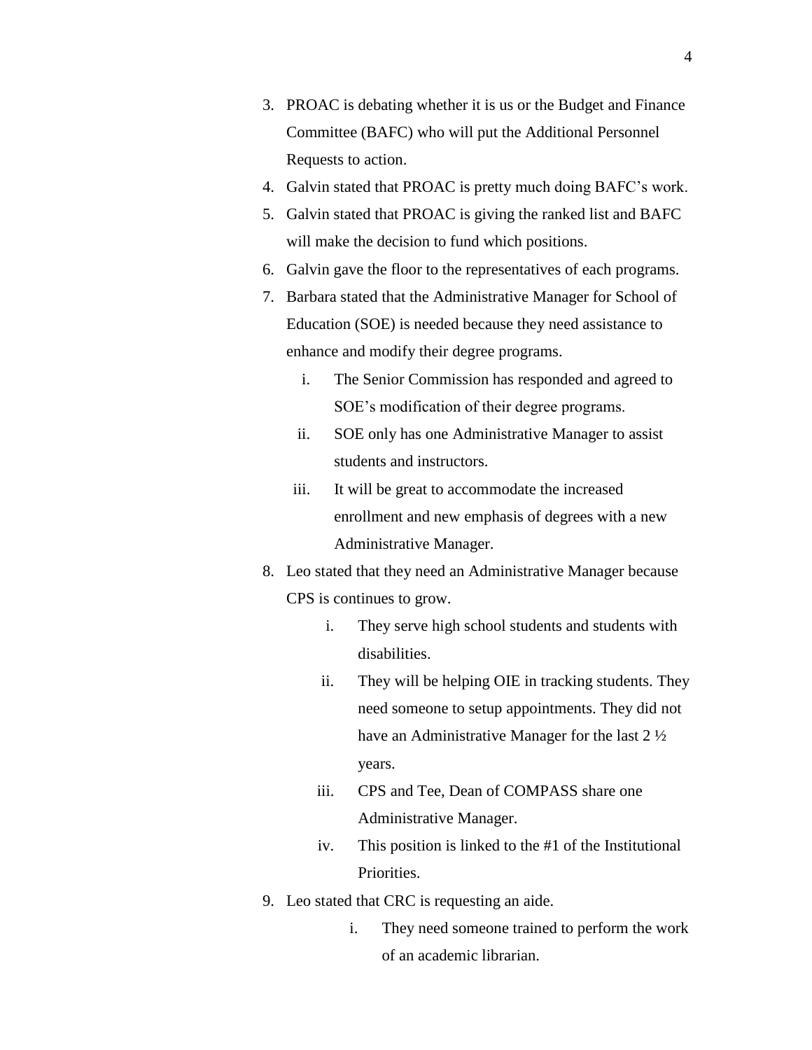3. PROAC is debating whether it is us or the Budget and Finance Committee (BAFC) who will put the Additional Personnel Requests to action.
4. Galvin stated that PROAC is pretty much doing BAFC's work.
5. Galvin stated that PROAC is giving the ranked list and BAFC will make the decision to fund which positions.
6. Galvin gave the floor to the representatives of each programs.
7. Barbara stated that the Administrative Manager for School of Education (SOE) is needed because they need assistance to enhance and modify their degree programs.
   i. The Senior Commission has responded and agreed to SOE's modification of their degree programs.
   ii. SOE only has one Administrative Manager to assist students and instructors.
   iii. It will be great to accommodate the increased enrollment and new emphasis of degrees with a new Administrative Manager.
8. Leo stated that they need an Administrative Manager because CPS is continues to grow.
   i. They serve high school students and students with disabilities.
   ii. They will be helping OIE in tracking students. They need someone to setup appointments. They did not have an Administrative Manager for the last 2 ½ years.
   iii. CPS and Tee, Dean of COMPASS share one Administrative Manager.
   iv. This position is linked to the #1 of the Institutional Priorities.
9. Leo stated that CRC is requesting an aide.
   i. They need someone trained to perform the work of an academic librarian.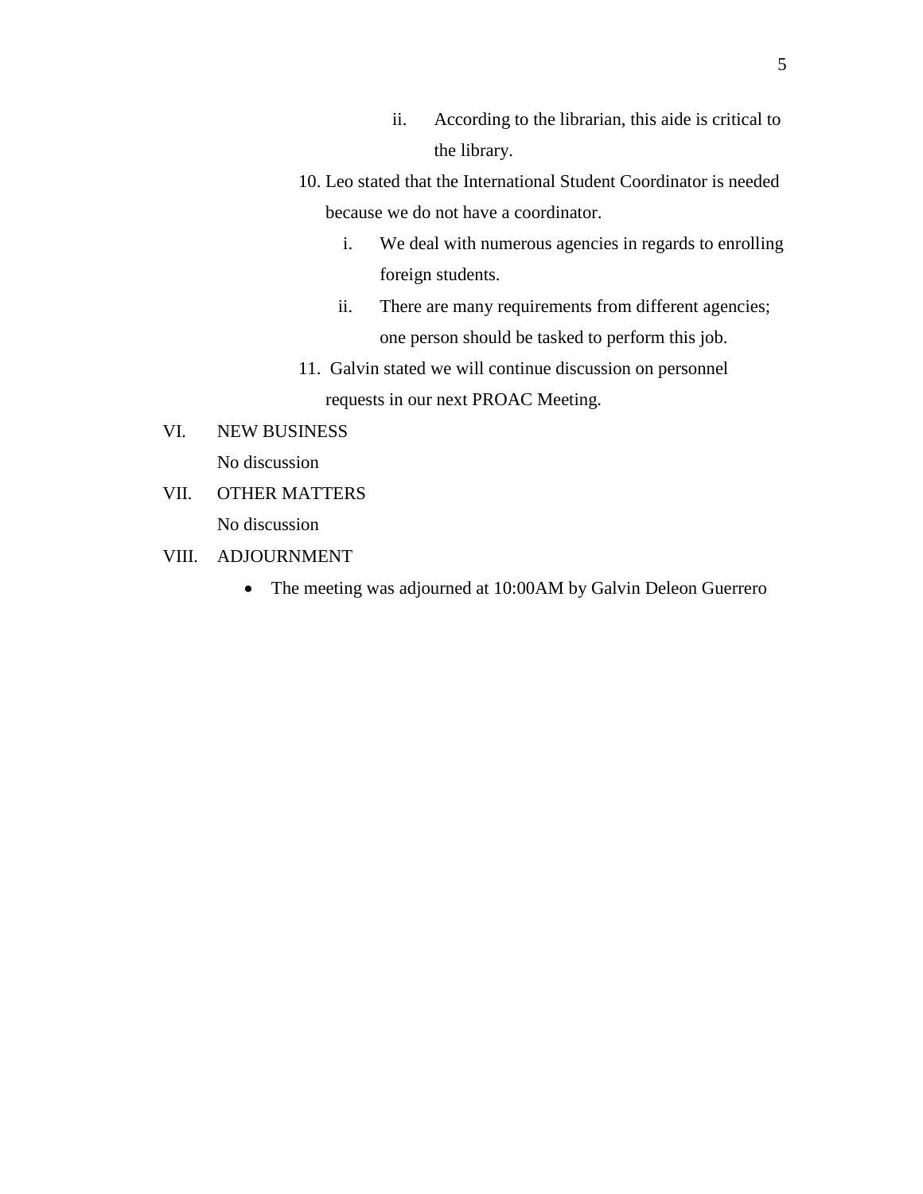ii. According to the librarian, this aide is critical to the library.

10. Leo stated that the International Student Coordinator is needed because we do not have a coordinator.
    i. We deal with numerous agencies in regards to enrolling foreign students.
    ii. There are many requirements from different agencies; one person should be tasked to perform this job.
11. Galvin stated we will continue discussion on personnel requests in our next PROAC Meeting.

VI. NEW BUSINESS

No discussion

VII. OTHER MATTERS

No discussion

VIII. ADJOURNMENT

- The meeting was adjourned at 10:00AM by Galvin Deleon Guerrero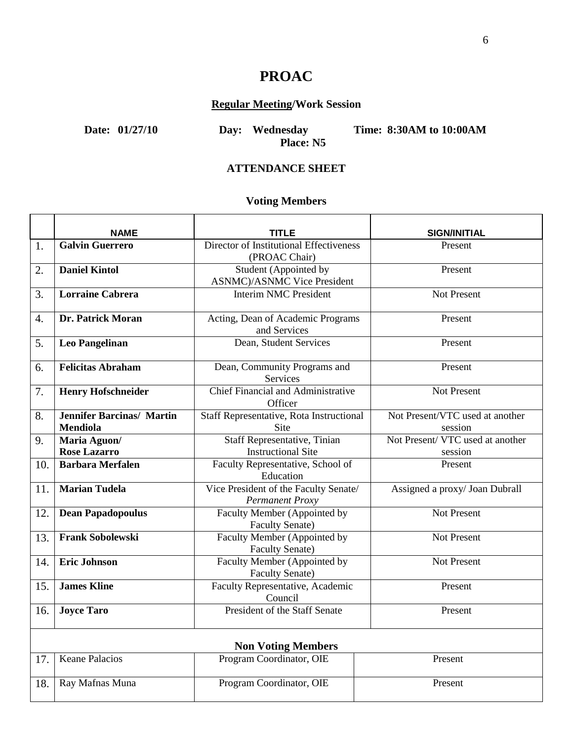# PROAC

## <u>Regular Meeting</u>/Work Session

**Date: 01/27/10** **Day: Wednesday** **Time: 8:30AM to 10:00AM**

**Place: N5**

### ATTENDANCE SHEET

### Voting Members

| | NAME | TITLE | SIGN/INITIAL |
|---|---|---|---|
| 1. | **Galvin Guerrero** | Director of Institutional Effectiveness (PROAC Chair) | Present |
| 2. | **Daniel Kintol** | Student (Appointed by ASNMC)/ASNMC Vice President | Present |
| 3. | **Lorraine Cabrera** | Interim NMC President | Not Present |
| 4. | **Dr. Patrick Moran** | Acting, Dean of Academic Programs and Services | Present |
| 5. | **Leo Pangelinan** | Dean, Student Services | Present |
| 6. | **Felicitas Abraham** | Dean, Community Programs and Services | Present |
| 7. | **Henry Hofschneider** | Chief Financial and Administrative Officer | Not Present |
| 8. | **Jennifer Barcinas/ Martin Mendiola** | Staff Representative, Rota Instructional Site | Not Present/VTC used at another session |
| 9. | **Maria Aguon/ Rose Lazarro** | Staff Representative, Tinian Instructional Site | Not Present/ VTC used at another session |
| 10. | **Barbara Merfalen** | Faculty Representative, School of Education | Present |
| 11. | **Marian Tudela** | Vice President of the Faculty Senate/ *Permanent Proxy* | Assigned a proxy/ Joan Dubrall |
| 12. | **Dean Papadopoulus** | Faculty Member (Appointed by Faculty Senate) | Not Present |
| 13. | **Frank Sobolewski** | Faculty Member (Appointed by Faculty Senate) | Not Present |
| 14. | **Eric Johnson** | Faculty Member (Appointed by Faculty Senate) | Not Present |
| 15. | **James Kline** | Faculty Representative, Academic Council | Present |
| 16. | **Joyce Taro** | President of the Staff Senate | Present |
| | **Non Voting Members** | | |
| 17. | Keane Palacios | Program Coordinator, OIE | Present |
| 18. | Ray Mafnas Muna | Program Coordinator, OIE | Present |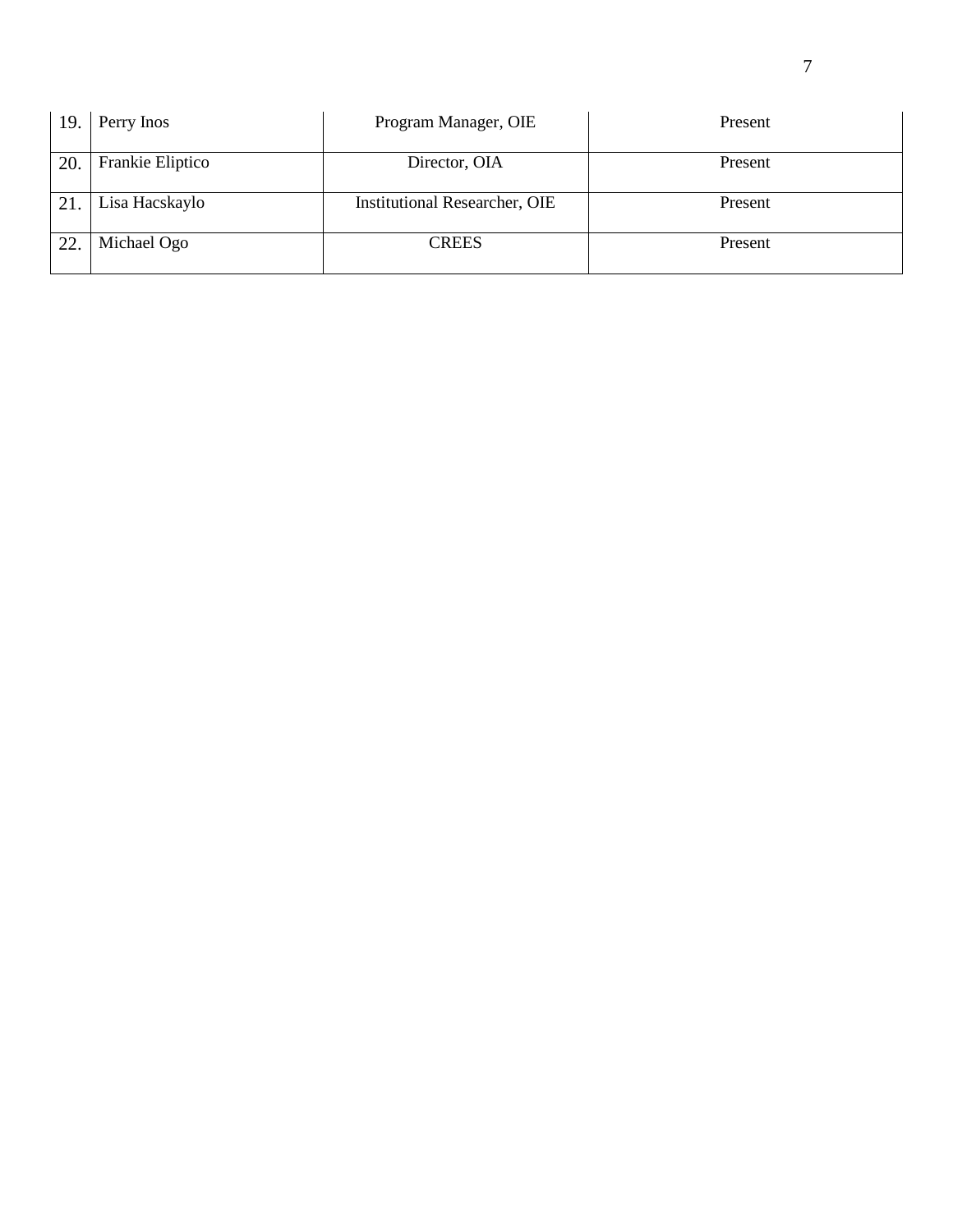| | | | |
|---|---|---|---|
| 19. | Perry Inos | Program Manager, OIE | Present |
| 20. | Frankie Eliptico | Director, OIA | Present |
| 21. | Lisa Hacskaylo | Institutional Researcher, OIE | Present |
| 22. | Michael Ogo | CREES | Present |